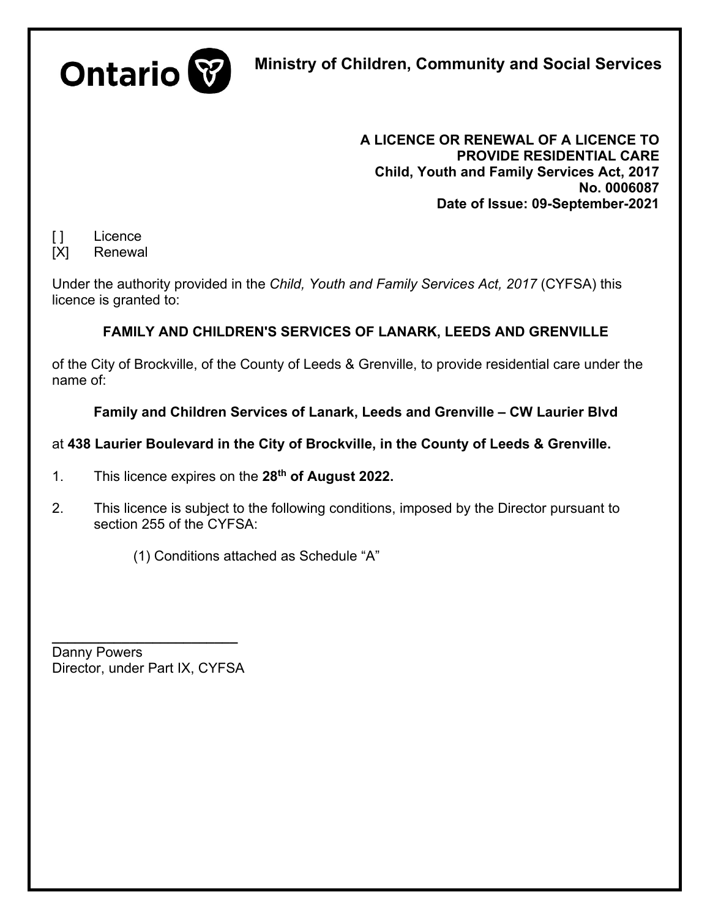**Ontario** — **Ministry of Children, Community and Social Services**

**A LICENCE OR RENEWAL OF A LICENCE TO PROVIDE RESIDENTIAL CARE**
**Child, Youth and Family Services Act, 2017**
**No. 0006087**
**Date of Issue: 09-September-2021**

[ ] Licence
[X] Renewal

Under the authority provided in the *Child, Youth and Family Services Act, 2017* (CYFSA) this licence is granted to:

**FAMILY AND CHILDREN'S SERVICES OF LANARK, LEEDS AND GRENVILLE**

of the City of Brockville, of the County of Leeds & Grenville, to provide residential care under the name of:

**Family and Children Services of Lanark, Leeds and Grenville – CW Laurier Blvd**

at **438 Laurier Boulevard in the City of Brockville, in the County of Leeds & Grenville.**

1. This licence expires on the **28th of August 2022.**

2. This licence is subject to the following conditions, imposed by the Director pursuant to section 255 of the CYFSA:

   (1) Conditions attached as Schedule "A"

\_\_\_\_\_\_\_\_\_\_\_\_\_\_\_\_\_\_\_\_\_\_\_\_\_\_

Danny Powers
Director, under Part IX, CYFSA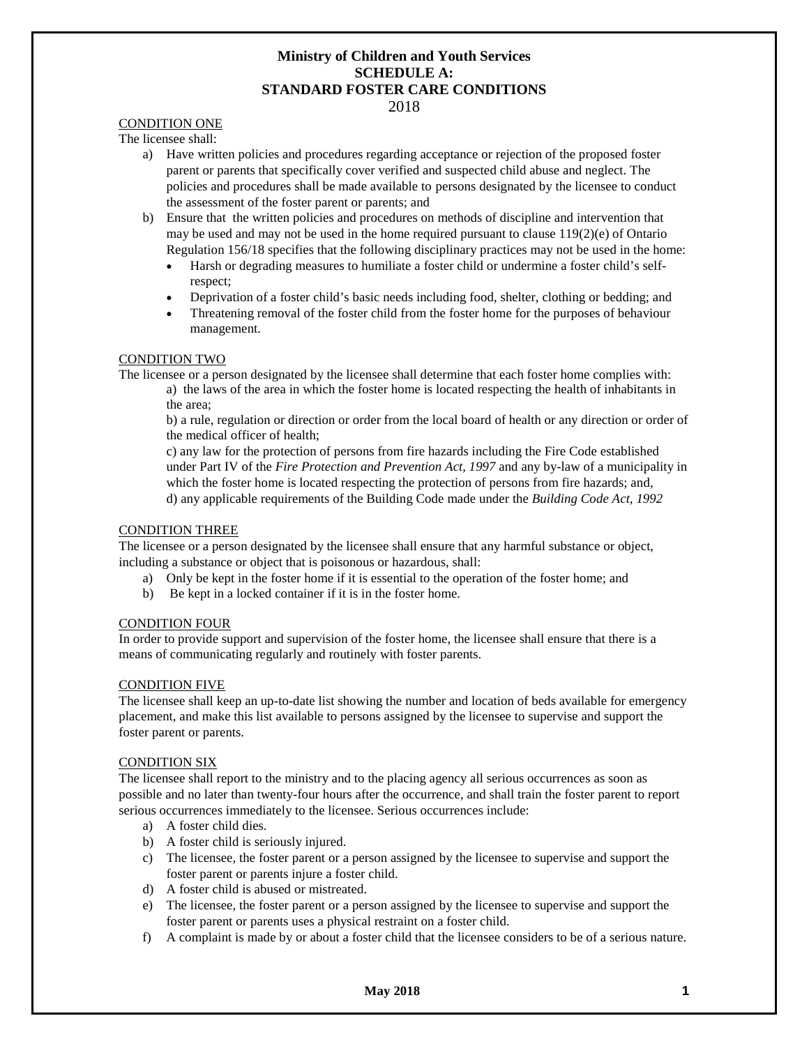**Ministry of Children and Youth Services**
**SCHEDULE A:**
**STANDARD FOSTER CARE CONDITIONS**
2018

CONDITION ONE

The licensee shall:

a) Have written policies and procedures regarding acceptance or rejection of the proposed foster parent or parents that specifically cover verified and suspected child abuse and neglect. The policies and procedures shall be made available to persons designated by the licensee to conduct the assessment of the foster parent or parents; and

b) Ensure that the written policies and procedures on methods of discipline and intervention that may be used and may not be used in the home required pursuant to clause 119(2)(e) of Ontario Regulation 156/18 specifies that the following disciplinary practices may not be used in the home:
   - Harsh or degrading measures to humiliate a foster child or undermine a foster child's self-respect;
   - Deprivation of a foster child's basic needs including food, shelter, clothing or bedding; and
   - Threatening removal of the foster child from the foster home for the purposes of behaviour management.

CONDITION TWO

The licensee or a person designated by the licensee shall determine that each foster home complies with:

a) the laws of the area in which the foster home is located respecting the health of inhabitants in the area;

b) a rule, regulation or direction or order from the local board of health or any direction or order of the medical officer of health;

c) any law for the protection of persons from fire hazards including the Fire Code established under Part IV of the *Fire Protection and Prevention Act, 1997* and any by-law of a municipality in which the foster home is located respecting the protection of persons from fire hazards; and,

d) any applicable requirements of the Building Code made under the *Building Code Act, 1992*

CONDITION THREE

The licensee or a person designated by the licensee shall ensure that any harmful substance or object, including a substance or object that is poisonous or hazardous, shall:

a) Only be kept in the foster home if it is essential to the operation of the foster home; and

b) Be kept in a locked container if it is in the foster home.

CONDITION FOUR

In order to provide support and supervision of the foster home, the licensee shall ensure that there is a means of communicating regularly and routinely with foster parents.

CONDITION FIVE

The licensee shall keep an up-to-date list showing the number and location of beds available for emergency placement, and make this list available to persons assigned by the licensee to supervise and support the foster parent or parents.

CONDITION SIX

The licensee shall report to the ministry and to the placing agency all serious occurrences as soon as possible and no later than twenty-four hours after the occurrence, and shall train the foster parent to report serious occurrences immediately to the licensee. Serious occurrences include:

a) A foster child dies.

b) A foster child is seriously injured.

c) The licensee, the foster parent or a person assigned by the licensee to supervise and support the foster parent or parents injure a foster child.

d) A foster child is abused or mistreated.

e) The licensee, the foster parent or a person assigned by the licensee to supervise and support the foster parent or parents uses a physical restraint on a foster child.

f) A complaint is made by or about a foster child that the licensee considers to be of a serious nature.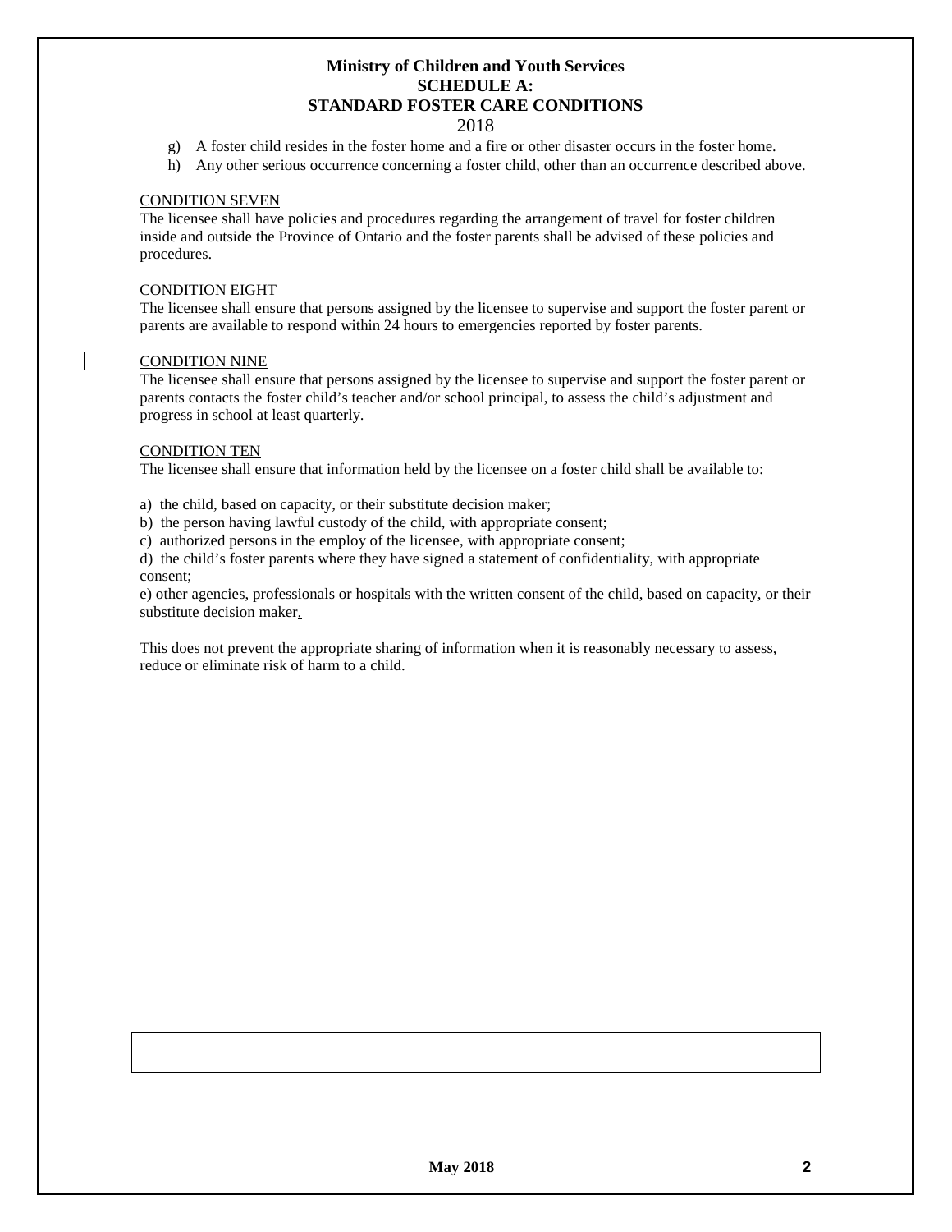g) A foster child resides in the foster home and a fire or other disaster occurs in the foster home.
h) Any other serious occurrence concerning a foster child, other than an occurrence described above.

CONDITION SEVEN

The licensee shall have policies and procedures regarding the arrangement of travel for foster children inside and outside the Province of Ontario and the foster parents shall be advised of these policies and procedures.

CONDITION EIGHT

The licensee shall ensure that persons assigned by the licensee to supervise and support the foster parent or parents are available to respond within 24 hours to emergencies reported by foster parents.

CONDITION NINE

The licensee shall ensure that persons assigned by the licensee to supervise and support the foster parent or parents contacts the foster child's teacher and/or school principal, to assess the child's adjustment and progress in school at least quarterly.

CONDITION TEN

The licensee shall ensure that information held by the licensee on a foster child shall be available to:

a) the child, based on capacity, or their substitute decision maker;
b) the person having lawful custody of the child, with appropriate consent;
c) authorized persons in the employ of the licensee, with appropriate consent;
d) the child's foster parents where they have signed a statement of confidentiality, with appropriate consent;
e) other agencies, professionals or hospitals with the written consent of the child, based on capacity, or their substitute decision maker.

This does not prevent the appropriate sharing of information when it is reasonably necessary to assess, reduce or eliminate risk of harm to a child.